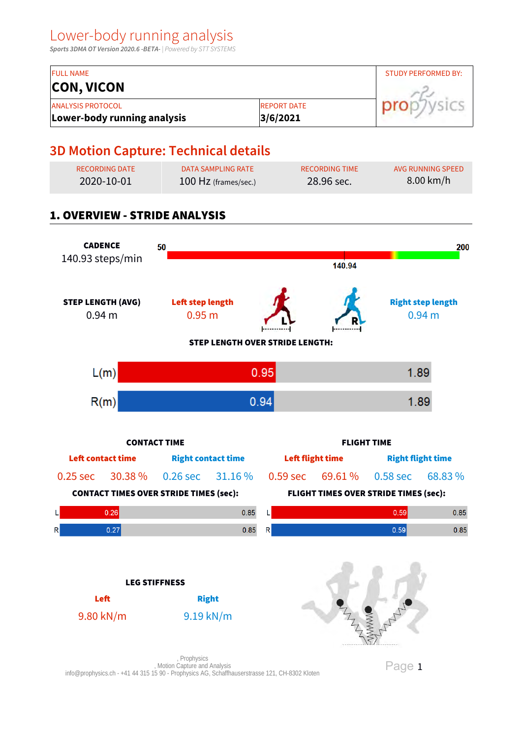# Lower-body running analysis

*Sports 3DMA OT Version 2020.6 -BETA-* | *Powered by STT SYSTEMS*

| FULL NAME | | STUDY PERFORMED BY: |
|---|---|---|
| **CON, VICON** | | prophysics |
| ANALYSIS PROTOCOL | REPORT DATE | |
| **Lower-body running analysis** | **3/6/2021** | |

## 3D Motion Capture: Technical details

| RECORDING DATE | DATA SAMPLING RATE | RECORDING TIME | AVG RUNNING SPEED |
|---|---|---|---|
| 2020-10-01 | 100 Hz (frames/sec.) | 28.96 sec. | 8.00 km/h |

## 1. OVERVIEW - STRIDE ANALYSIS

**CADENCE**
140.93 steps/min

50 — 140.94 — 200

**STEP LENGTH (AVG)**
0.94 m

**Left step length**
0.95 m

**Right step length**
0.94 m

**STEP LENGTH OVER STRIDE LENGTH:**

| | Step | Stride |
|---|---|---|
| L(m) | 0.95 | 1.89 |
| R(m) | 0.94 | 1.89 |

**CONTACT TIME**

| Left contact time | | Right contact time | |
|---|---|---|---|
| 0.25 sec | 30.38 % | 0.26 sec | 31.16 % |

**CONTACT TIMES OVER STRIDE TIMES (sec):**

| | Contact | Stride |
|---|---|---|
| L | 0.26 | 0.85 |
| R | 0.27 | 0.85 |

**FLIGHT TIME**

| Left flight time | | Right flight time | |
|---|---|---|---|
| 0.59 sec | 69.61 % | 0.58 sec | 68.83 % |

**FLIGHT TIMES OVER STRIDE TIMES (sec):**

| | Flight | Stride |
|---|---|---|
| L | 0.59 | 0.85 |
| R | 0.59 | 0.85 |

**LEG STIFFNESS**

| Left | Right |
|---|---|
| 9.80 kN/m | 9.19 kN/m |

, Prophysics
, Motion Capture and Analysis
info@prophysics.ch - +41 44 315 15 90 - Prophysics AG, Schaffhauserstrasse 121, CH-8302 Kloten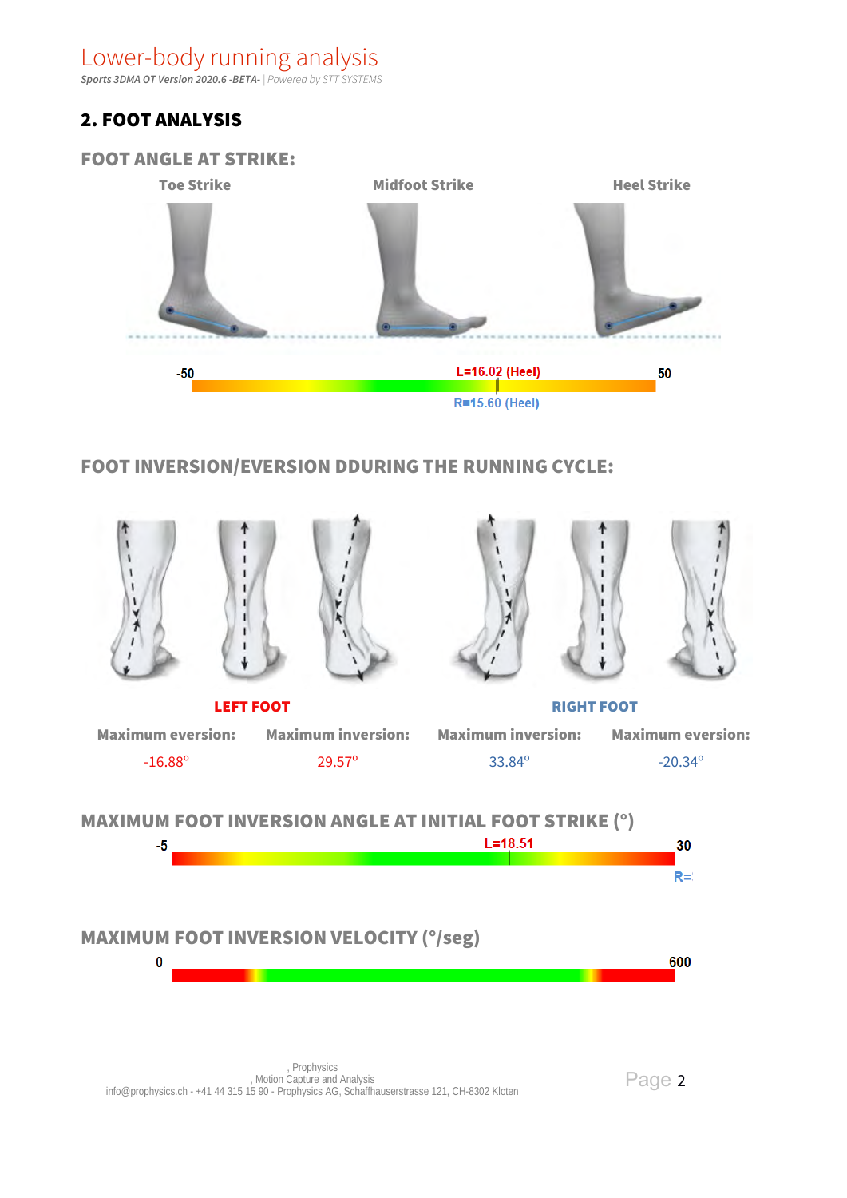## 2. FOOT ANALYSIS

### FOOT ANGLE AT STRIKE:

Toe Strike | Midfoot Strike | Heel Strike

-50 | L=16.02 (Heel) | 50

R=15.60 (Heel)

### FOOT INVERSION/EVERSION DDURING THE RUNNING CYCLE:

| LEFT FOOT | | RIGHT FOOT | |
|---|---|---|---|
| Maximum eversion: | Maximum inversion: | Maximum inversion: | Maximum eversion: |
| -16.88° | 29.57° | 33.84° | -20.34° |

### MAXIMUM FOOT INVERSION ANGLE AT INITIAL FOOT STRIKE (°)

-5 | L=18.51 | 30

R=

### MAXIMUM FOOT INVERSION VELOCITY (°/seg)

0 | 600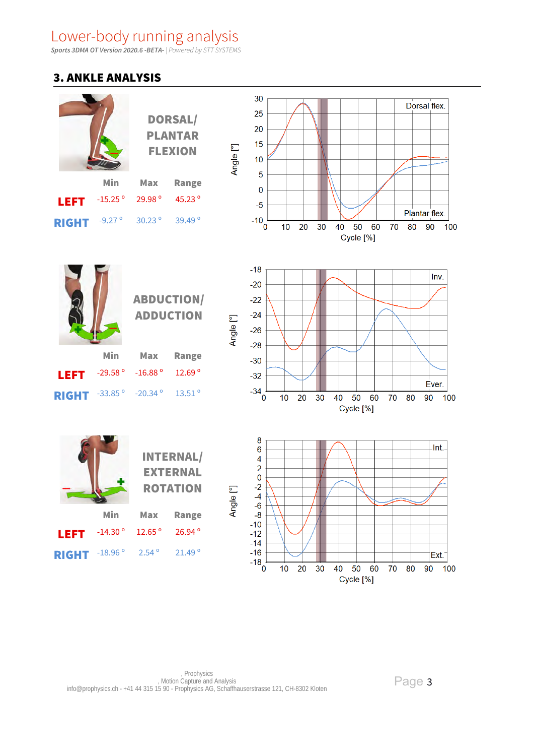## 3. ANKLE ANALYSIS

### DORSAL/ PLANTAR FLEXION

| | Min | Max | Range |
|---|---|---|---|
| LEFT | -15.25 ° | 29.98 ° | 45.23 ° |
| RIGHT | -9.27 ° | 30.23 ° | 39.49 ° |

### ABDUCTION/ ADDUCTION

| | Min | Max | Range |
|---|---|---|---|
| LEFT | -29.58 ° | -16.88 ° | 12.69 ° |
| RIGHT | -33.85 ° | -20.34 ° | 13.51 ° |

### INTERNAL/ EXTERNAL ROTATION

| | Min | Max | Range |
|---|---|---|---|
| LEFT | -14.30 ° | 12.65 ° | 26.94 ° |
| RIGHT | -18.96 ° | 2.54 ° | 21.49 ° |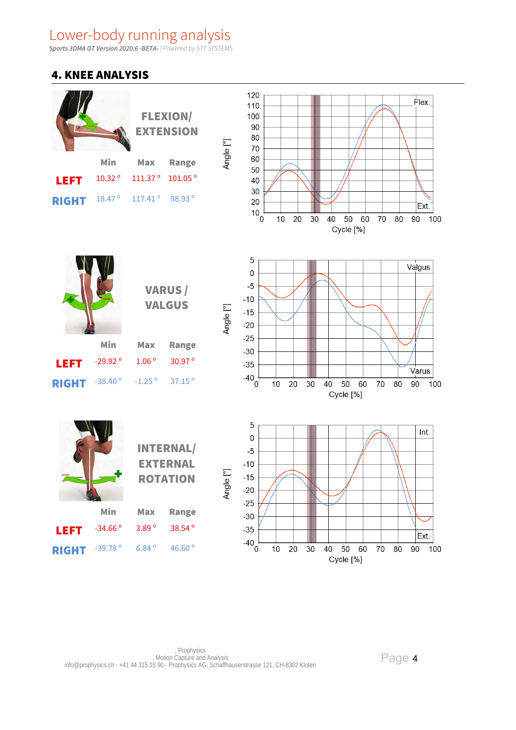## 4. KNEE ANALYSIS

### FLEXION/ EXTENSION

| | Min | Max | Range |
|---|---|---|---|
| LEFT | 10.32 ° | 111.37 ° | 101.05 ° |
| RIGHT | 18.47 ° | 117.41 ° | 98.93 ° |

### VARUS / VALGUS

| | Min | Max | Range |
|---|---|---|---|
| LEFT | -29.92 ° | 1.06 ° | 30.97 ° |
| RIGHT | -38.40 ° | -1.25 ° | 37.15 ° |

### INTERNAL/ EXTERNAL ROTATION

| | Min | Max | Range |
|---|---|---|---|
| LEFT | -34.66 ° | 3.89 ° | 38.54 ° |
| RIGHT | -39.78 ° | 6.84 ° | 46.60 ° |

, Prophysics
, Motion Capture and Analysis
info@prophysics.ch - +41 44 315 15 90 - Prophysics AG, Schaffhauserstrasse 121, CH-8302 Kloten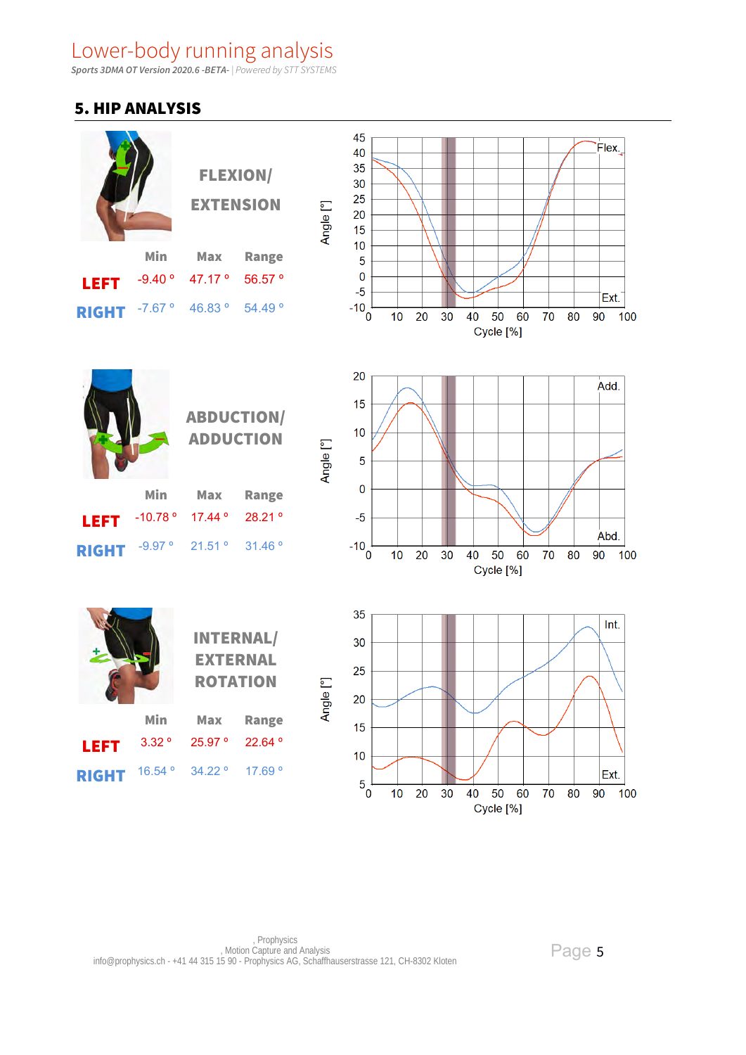## 5. HIP ANALYSIS

### FLEXION/ EXTENSION

| | Min | Max | Range |
|---|---|---|---|
| **LEFT** | -9.40 ° | 47.17 ° | 56.57 ° |
| **RIGHT** | -7.67 ° | 46.83 ° | 54.49 ° |

### ABDUCTION/ ADDUCTION

| | Min | Max | Range |
|---|---|---|---|
| **LEFT** | -10.78 ° | 17.44 ° | 28.21 ° |
| **RIGHT** | -9.97 ° | 21.51 ° | 31.46 ° |

### INTERNAL/ EXTERNAL ROTATION

| | Min | Max | Range |
|---|---|---|---|
| **LEFT** | 3.32 ° | 25.97 ° | 22.64 ° |
| **RIGHT** | 16.54 ° | 34.22 ° | 17.69 ° |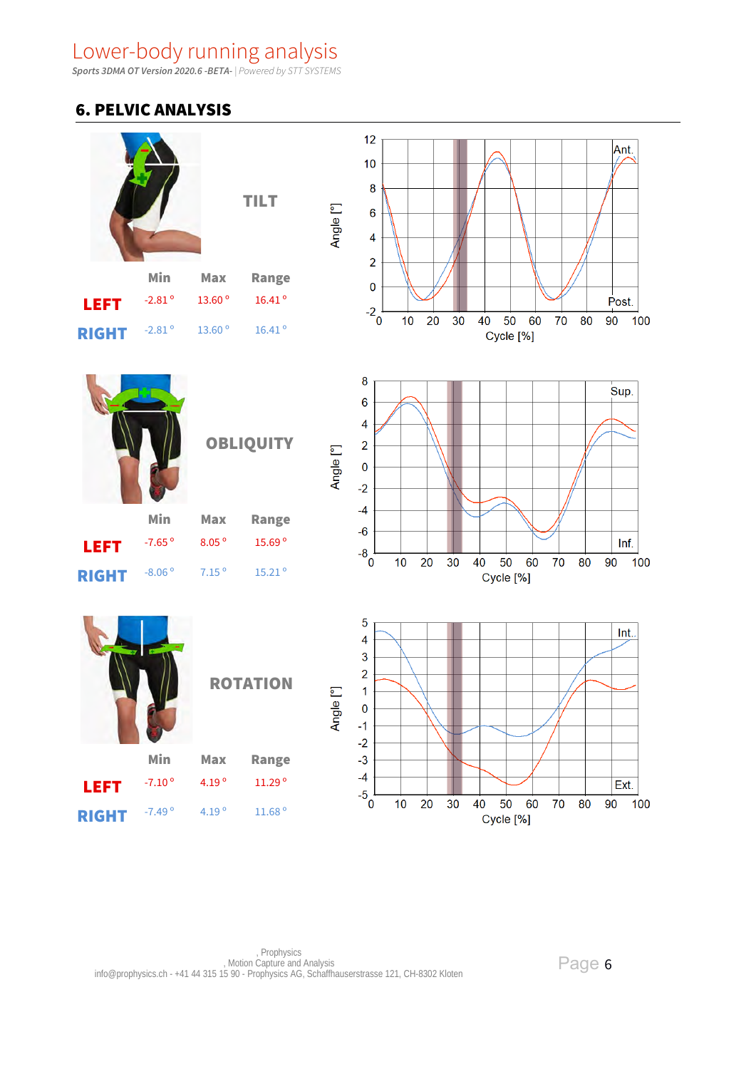# Lower-body running analysis

*Sports 3DMA OT Version 2020.6 -BETA-* | *Powered by STT SYSTEMS*

## 6. PELVIC ANALYSIS

### TILT

| | Min | Max | Range |
|---|---|---|---|
| **LEFT** | -2.81 ° | 13.60 ° | 16.41 ° |
| **RIGHT** | -2.81 ° | 13.60 ° | 16.41 ° |

### OBLIQUITY

| | Min | Max | Range |
|---|---|---|---|
| **LEFT** | -7.65 ° | 8.05 ° | 15.69 ° |
| **RIGHT** | -8.06 ° | 7.15 ° | 15.21 ° |

### ROTATION

| | Min | Max | Range |
|---|---|---|---|
| **LEFT** | -7.10 ° | 4.19 ° | 11.29 ° |
| **RIGHT** | -7.49 ° | 4.19 ° | 11.68 ° |

, Prophysics
, Motion Capture and Analysis
info@prophysics.ch - +41 44 315 15 90 - Prophysics AG, Schaffhauserstrasse 121, CH-8302 Kloten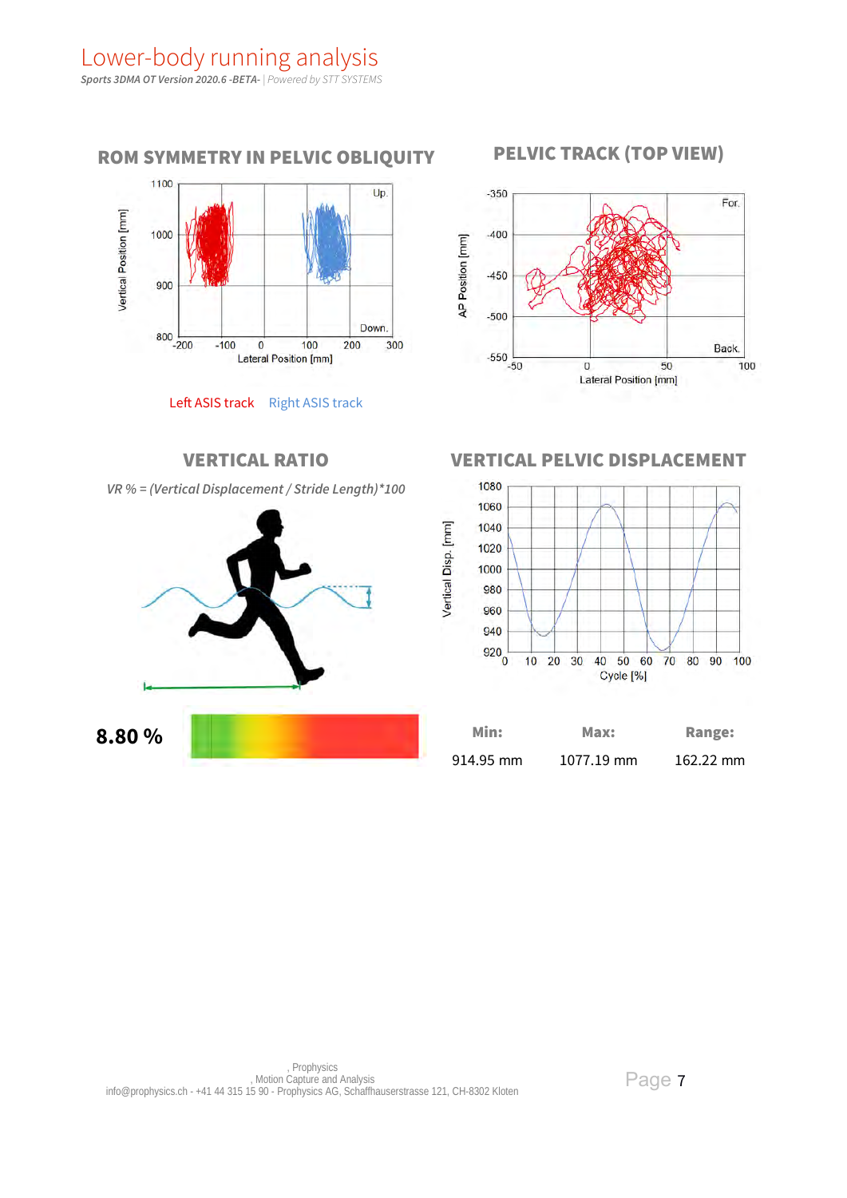# Lower-body running analysis

*Sports 3DMA OT Version 2020.6 -BETA-* | *Powered by STT SYSTEMS*

## ROM SYMMETRY IN PELVIC OBLIQUITY

Left ASIS track Right ASIS track

## PELVIC TRACK (TOP VIEW)

## VERTICAL RATIO

*VR % = (Vertical Displacement / Stride Length)\*100*

**8.80 %**

## VERTICAL PELVIC DISPLACEMENT

| Min: | Max: | Range: |
|---|---|---|
| 914.95 mm | 1077.19 mm | 162.22 mm |

, Prophysics
, Motion Capture and Analysis
info@prophysics.ch - +41 44 315 15 90 - Prophysics AG, Schaffhauserstrasse 121, CH-8302 Kloten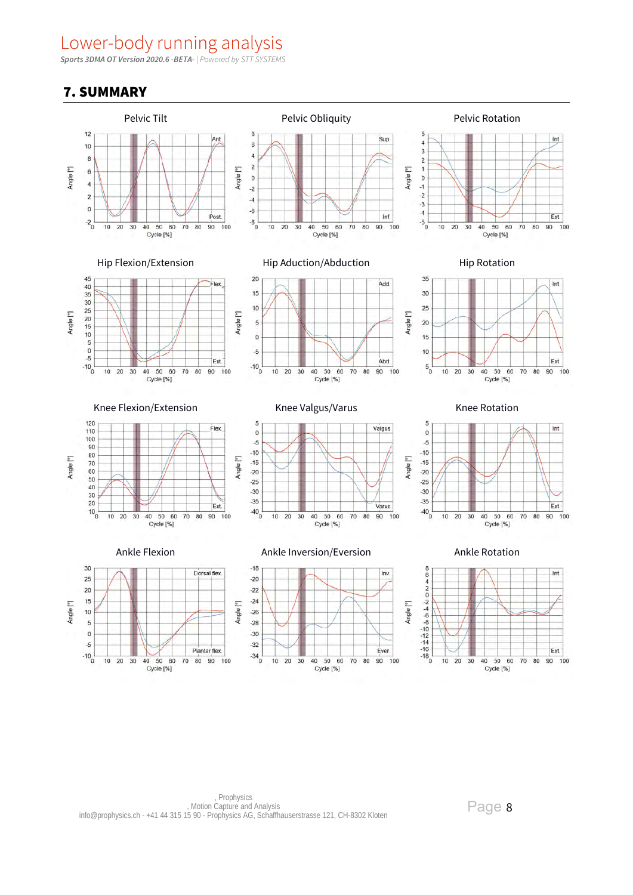## 7. SUMMARY

Pelvic Tilt

Pelvic Obliquity

Pelvic Rotation

Hip Flexion/Extension

Hip Aduction/Abduction

Hip Rotation

Knee Flexion/Extension

Knee Valgus/Varus

Knee Rotation

Ankle Flexion

Ankle Inversion/Eversion

Ankle Rotation

, Prophysics
, Motion Capture and Analysis
info@prophysics.ch - +41 44 315 15 90 - Prophysics AG, Schaffhauserstrasse 121, CH-8302 Kloten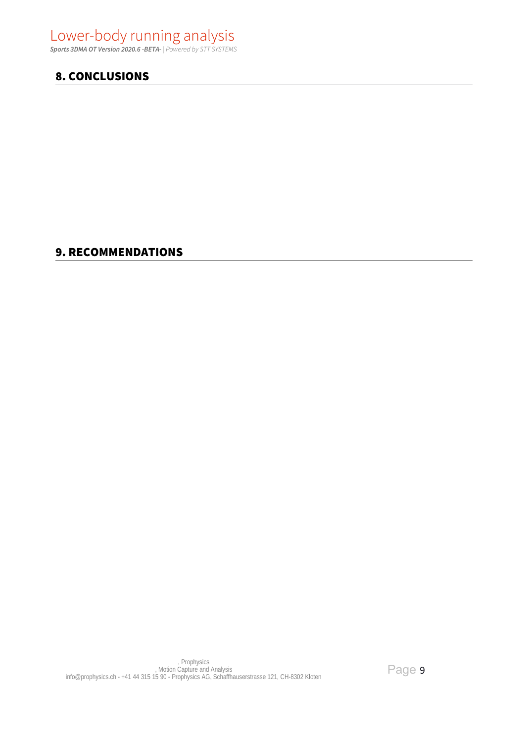## 8. CONCLUSIONS

## 9. RECOMMENDATIONS